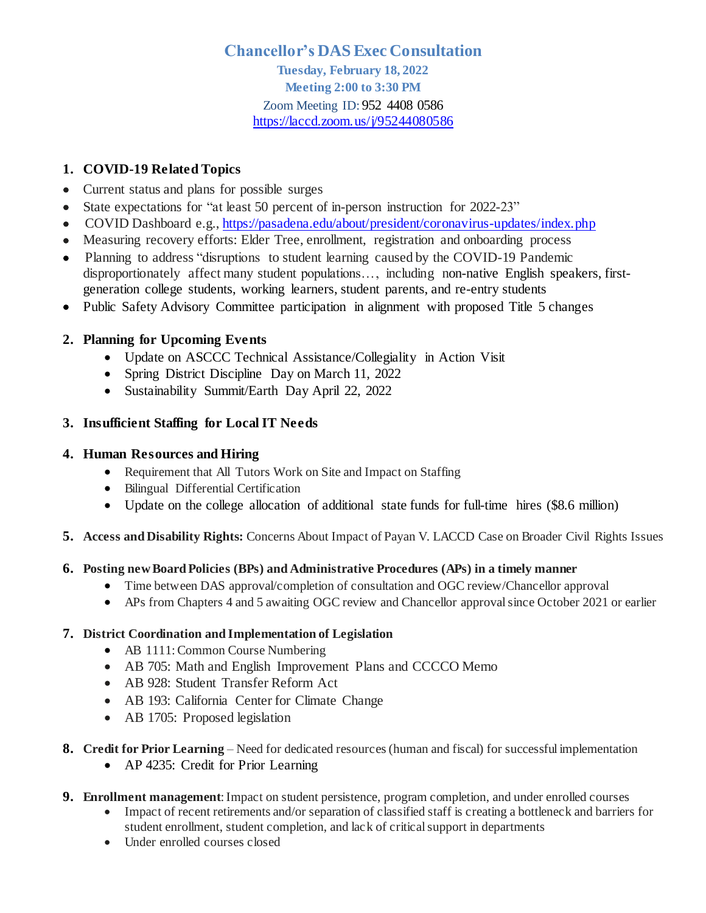# Chancellor's DAS Exec Consultation

**Tuesday, February 18, 2022**

**Meeting 2:00 to 3:30 PM**

Zoom Meeting ID: 952 4408 0586

https://laccd.zoom.us/j/95244080586

## 1. COVID-19 Related Topics

- Current status and plans for possible surges
- State expectations for "at least 50 percent of in-person instruction for 2022-23"
- COVID Dashboard e.g., https://pasadena.edu/about/president/coronavirus-updates/index.php
- Measuring recovery efforts: Elder Tree, enrollment, registration and onboarding process
- Planning to address "disruptions to student learning caused by the COVID-19 Pandemic disproportionately affect many student populations…, including non-native English speakers, first-generation college students, working learners, student parents, and re-entry students
- Public Safety Advisory Committee participation in alignment with proposed Title 5 changes

## 2. Planning for Upcoming Events

- Update on ASCCC Technical Assistance/Collegiality in Action Visit
- Spring District Discipline Day on March 11, 2022
- Sustainability Summit/Earth Day April 22, 2022

## 3. Insufficient Staffing for Local IT Needs

## 4. Human Resources and Hiring

- Requirement that All Tutors Work on Site and Impact on Staffing
- Bilingual Differential Certification
- Update on the college allocation of additional state funds for full-time hires ($8.6 million)

## 5. **Access and Disability Rights:** Concerns About Impact of Payan V. LACCD Case on Broader Civil Rights Issues

## 6. Posting new Board Policies (BPs) and Administrative Procedures (APs) in a timely manner

- Time between DAS approval/completion of consultation and OGC review/Chancellor approval
- APs from Chapters 4 and 5 awaiting OGC review and Chancellor approval since October 2021 or earlier

## 7. District Coordination and Implementation of Legislation

- AB 1111: Common Course Numbering
- AB 705: Math and English Improvement Plans and CCCCO Memo
- AB 928: Student Transfer Reform Act
- AB 193: California Center for Climate Change
- AB 1705: Proposed legislation

## 8. **Credit for Prior Learning** – Need for dedicated resources (human and fiscal) for successful implementation

- AP 4235: Credit for Prior Learning

## 9. **Enrollment management**: Impact on student persistence, program completion, and under enrolled courses

- Impact of recent retirements and/or separation of classified staff is creating a bottleneck and barriers for student enrollment, student completion, and lack of critical support in departments
- Under enrolled courses closed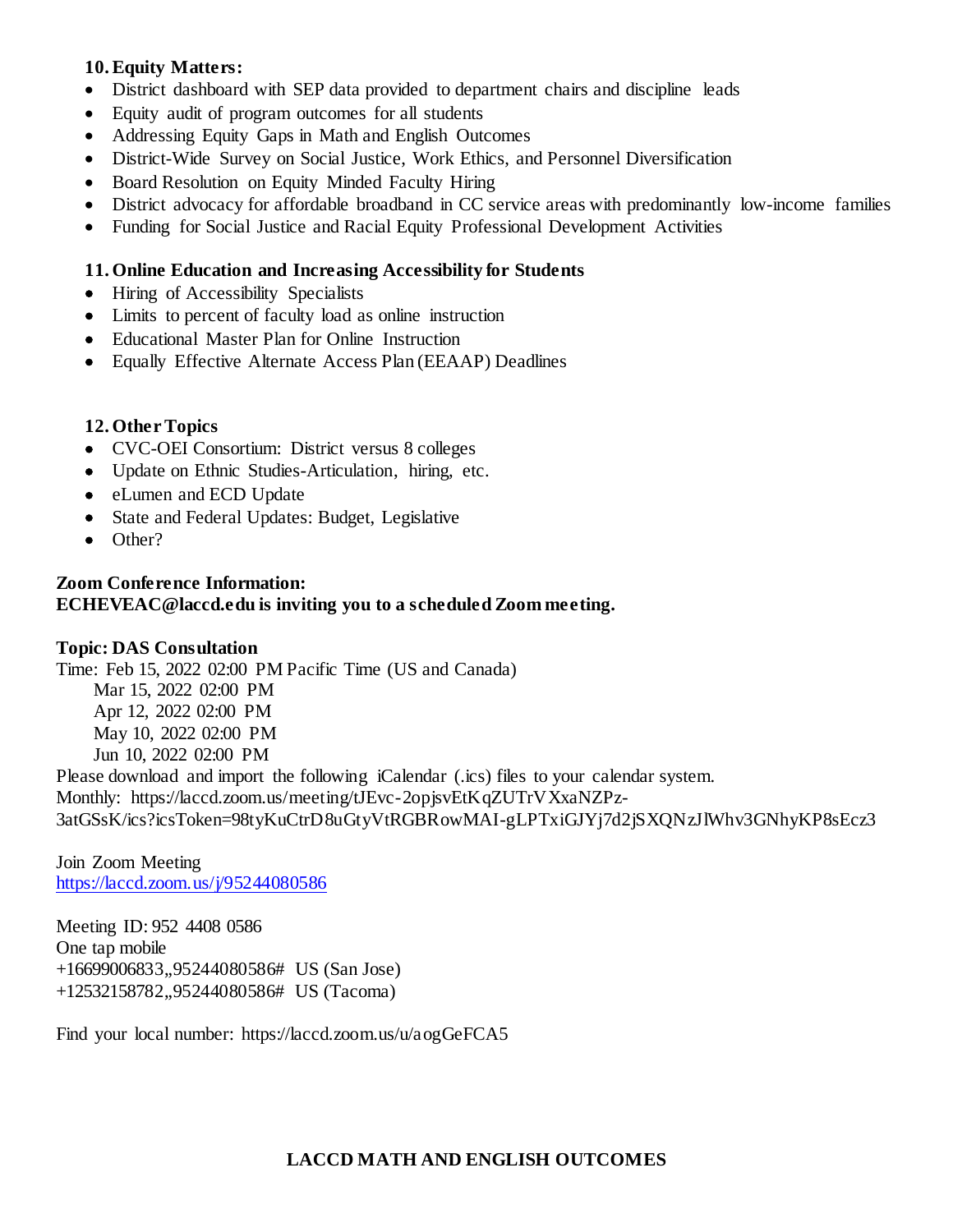**10. Equity Matters:**

- District dashboard with SEP data provided to department chairs and discipline leads
- Equity audit of program outcomes for all students
- Addressing Equity Gaps in Math and English Outcomes
- District-Wide Survey on Social Justice, Work Ethics, and Personnel Diversification
- Board Resolution on Equity Minded Faculty Hiring
- District advocacy for affordable broadband in CC service areas with predominantly low-income families
- Funding for Social Justice and Racial Equity Professional Development Activities

**11. Online Education and Increasing Accessibility for Students**

- Hiring of Accessibility Specialists
- Limits to percent of faculty load as online instruction
- Educational Master Plan for Online Instruction
- Equally Effective Alternate Access Plan (EEAAP) Deadlines

**12. Other Topics**

- CVC-OEI Consortium: District versus 8 colleges
- Update on Ethnic Studies-Articulation, hiring, etc.
- eLumen and ECD Update
- State and Federal Updates: Budget, Legislative
- Other?

**Zoom Conference Information:**
**ECHEVEAC@laccd.edu is inviting you to a scheduled Zoom meeting.**

**Topic: DAS Consultation**
Time: Feb 15, 2022 02:00 PM Pacific Time (US and Canada)
Mar 15, 2022 02:00 PM
Apr 12, 2022 02:00 PM
May 10, 2022 02:00 PM
Jun 10, 2022 02:00 PM
Please download and import the following iCalendar (.ics) files to your calendar system.
Monthly: https://laccd.zoom.us/meeting/tJEvc-2opjsvEtKqZUTrVXxaNZPz-3atGSsK/ics?icsToken=98tyKuCtrD8uGtyVtRGBRowMAI-gLPTxiGJYj7d2jSXQNzJlWhv3GNhyKP8sEcz3

Join Zoom Meeting
https://laccd.zoom.us/j/95244080586

Meeting ID: 952 4408 0586
One tap mobile
+16699006833,,95244080586# US (San Jose)
+12532158782,,95244080586# US (Tacoma)

Find your local number: https://laccd.zoom.us/u/aogGeFCA5

**LACCD MATH AND ENGLISH OUTCOMES**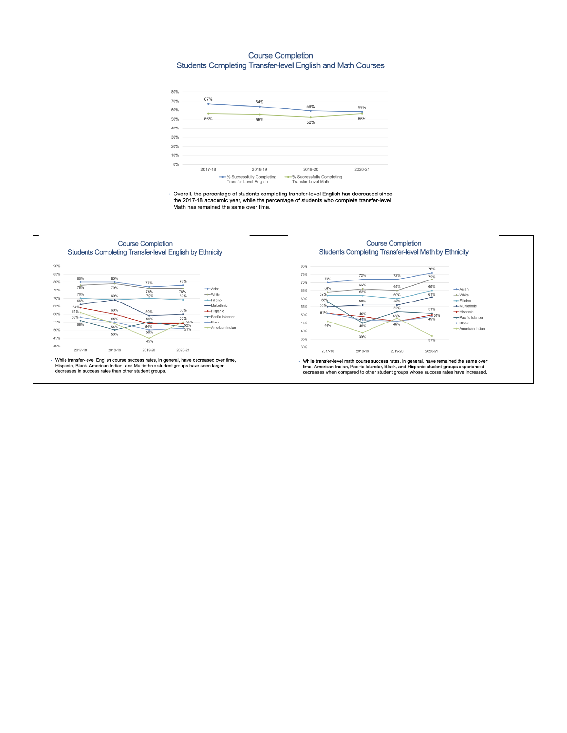## Course Completion
### Students Completing Transfer-level English and Math Courses

80%
70%
60%
50%
40%
30%
20%
10%
0%

2017-18
2018-19
2019-20
2020-21

67%
64%
59%
58%
56%
55%
52%
56%

% Successfully Completing Transfer-Level English
% Successfully Completing Transfer-Level Math

- Overall, the percentage of students completing transfer-level English has decreased since the 2017-18 academic year, while the percentage of students who complete transfer-level Math has remained the same over time.

## Course Completion
### Students Completing Transfer-level English by Ethnicity

90%
85%
80%
75%
70%
65%
60%
55%
50%
45%
40%

2017-18
2018-19
2019-20
2020-21

80%
80%
77%
78%
78%
79%
76%
76%
70%
69%
70%
69%
66%
64%
61%
60%
59%
60%
58%
56%
55%
56%
55%
54%
54%
54%
52%
51%
50%
50%
45%

Asian
White
Filipino
Multiethnic
Hispanic
Pacific Islander
Black
American Indian

- While transfer-level English course success rates, in general, have decreased over time, Hispanic, Black, American Indian, and Multiethnic student groups have seen larger decreases in success rates than other student groups.

## Course Completion
### Students Completing Transfer-level Math by Ethnicity

80%
75%
70%
65%
60%
55%
50%
45%
40%
35%
30%

2017-18
2018-19
2019-20
2020-21

76%
70%
72%
72%
72%
64%
66%
65%
65%
62%
62%
60%
61%
58%
56%
56%
55%
52%
51%
51%
49%
48%
50%
47%
49%
46%
45%
46%
39%
37%

Asian
White
Filipino
Multiethnic
Hispanic
Pacific Islander
Black
American Indian

- While transfer-level math course success rates, in general, have remained the same over time, American Indian, Pacific Islander, Black, and Hispanic student groups experienced decreases when compared to other student groups whose success rates have increased.